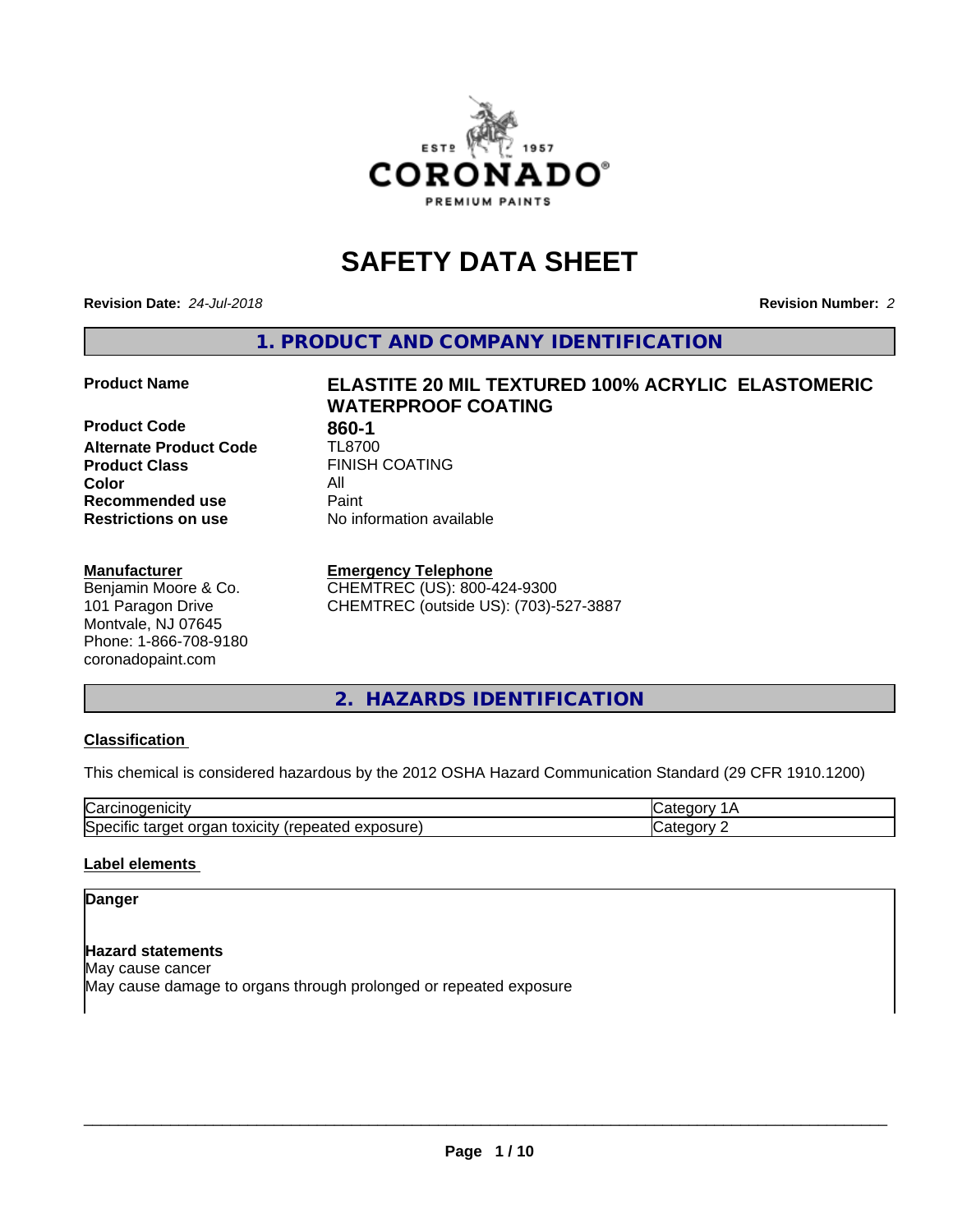# SAFETY DATA SHEET

**Revision Date:** *24-Jul-2018* **Revision Number:** *2*

## 1. PRODUCT AND COMPANY IDENTIFICATION

| | |
|---|---|
| **Product Name** | **ELASTITE 20 MIL TEXTURED 100% ACRYLIC ELASTOMERIC WATERPROOF COATING** |
| **Product Code** | **860-1** |
| **Alternate Product Code** | TL8700 |
| **Product Class** | FINISH COATING |
| **Color** | All |
| **Recommended use** | Paint |
| **Restrictions on use** | No information available |

**Manufacturer**
Benjamin Moore & Co.
101 Paragon Drive
Montvale, NJ 07645
Phone: 1-866-708-9180
coronadopaint.com

**Emergency Telephone**
CHEMTREC (US): 800-424-9300
CHEMTREC (outside US): (703)-527-3887

## 2. HAZARDS IDENTIFICATION

**Classification**

This chemical is considered hazardous by the 2012 OSHA Hazard Communication Standard (29 CFR 1910.1200)

| | |
|---|---|
| Carcinogenicity | Category 1A |
| Specific target organ toxicity (repeated exposure) | Category 2 |

**Label elements**

**Danger**

**Hazard statements**
May cause cancer
May cause damage to organs through prolonged or repeated exposure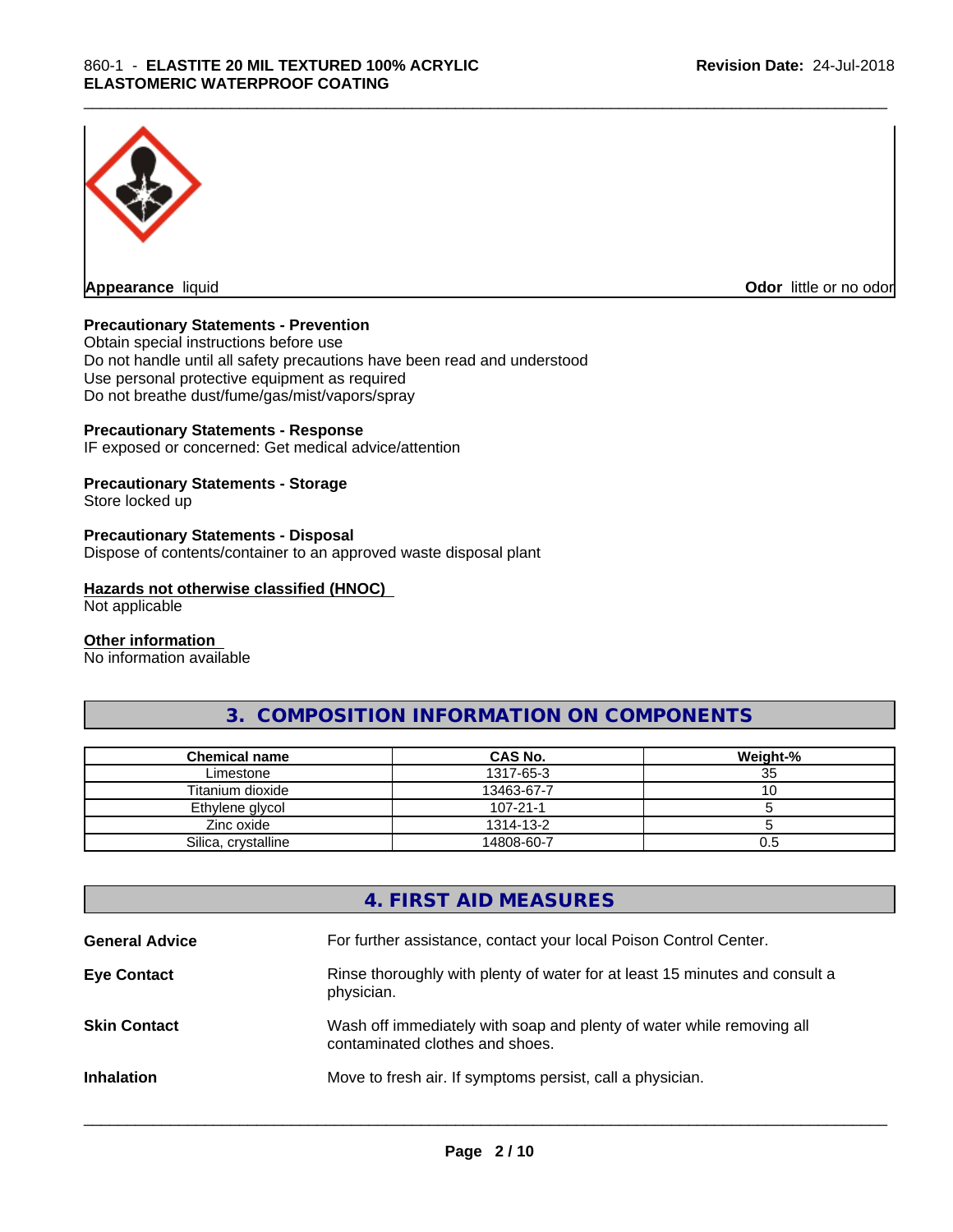**Appearance** liquid

**Odor** little or no odor

**Precautionary Statements - Prevention**
Obtain special instructions before use
Do not handle until all safety precautions have been read and understood
Use personal protective equipment as required
Do not breathe dust/fume/gas/mist/vapors/spray

**Precautionary Statements - Response**
IF exposed or concerned: Get medical advice/attention

**Precautionary Statements - Storage**
Store locked up

**Precautionary Statements - Disposal**
Dispose of contents/container to an approved waste disposal plant

**Hazards not otherwise classified (HNOC)**
Not applicable

**Other information**
No information available

## 3. COMPOSITION INFORMATION ON COMPONENTS

| Chemical name | CAS No. | Weight-% |
|---|---|---|
| Limestone | 1317-65-3 | 35 |
| Titanium dioxide | 13463-67-7 | 10 |
| Ethylene glycol | 107-21-1 | 5 |
| Zinc oxide | 1314-13-2 | 5 |
| Silica, crystalline | 14808-60-7 | 0.5 |

## 4. FIRST AID MEASURES

**General Advice** For further assistance, contact your local Poison Control Center.

**Eye Contact** Rinse thoroughly with plenty of water for at least 15 minutes and consult a physician.

**Skin Contact** Wash off immediately with soap and plenty of water while removing all contaminated clothes and shoes.

**Inhalation** Move to fresh air. If symptoms persist, call a physician.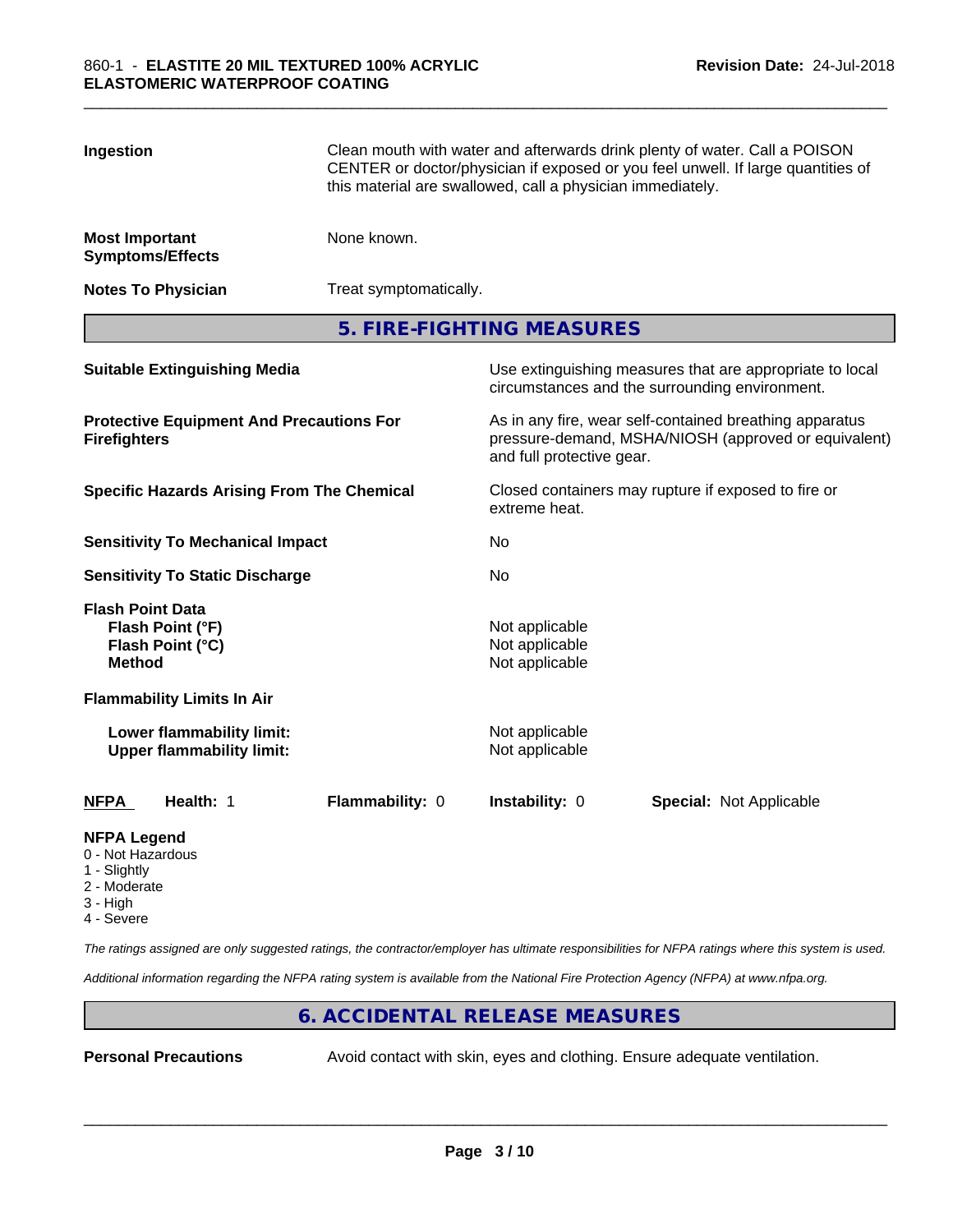| | |
|---|---|
| **Ingestion** | Clean mouth with water and afterwards drink plenty of water. Call a POISON CENTER or doctor/physician if exposed or you feel unwell. If large quantities of this material are swallowed, call a physician immediately. |
| **Most Important Symptoms/Effects** | None known. |
| **Notes To Physician** | Treat symptomatically. |

## 5. FIRE-FIGHTING MEASURES

| | |
|---|---|
| **Suitable Extinguishing Media** | Use extinguishing measures that are appropriate to local circumstances and the surrounding environment. |
| **Protective Equipment And Precautions For Firefighters** | As in any fire, wear self-contained breathing apparatus pressure-demand, MSHA/NIOSH (approved or equivalent) and full protective gear. |
| **Specific Hazards Arising From The Chemical** | Closed containers may rupture if exposed to fire or extreme heat. |
| **Sensitivity To Mechanical Impact** | No |
| **Sensitivity To Static Discharge** | No |
| **Flash Point Data** | |
| **Flash Point (°F)** | Not applicable |
| **Flash Point (°C)** | Not applicable |
| **Method** | Not applicable |
| **Flammability Limits In Air** | |
| **Lower flammability limit:** | Not applicable |
| **Upper flammability limit:** | Not applicable |

| **NFPA** | **Health:** 1 | **Flammability:** 0 | **Instability:** 0 | **Special:** Not Applicable |
|---|---|---|---|---|

**NFPA Legend**
- 0 - Not Hazardous
- 1 - Slightly
- 2 - Moderate
- 3 - High
- 4 - Severe

*The ratings assigned are only suggested ratings, the contractor/employer has ultimate responsibilities for NFPA ratings where this system is used.*

*Additional information regarding the NFPA rating system is available from the National Fire Protection Agency (NFPA) at www.nfpa.org.*

## 6. ACCIDENTAL RELEASE MEASURES

| | |
|---|---|
| **Personal Precautions** | Avoid contact with skin, eyes and clothing. Ensure adequate ventilation. |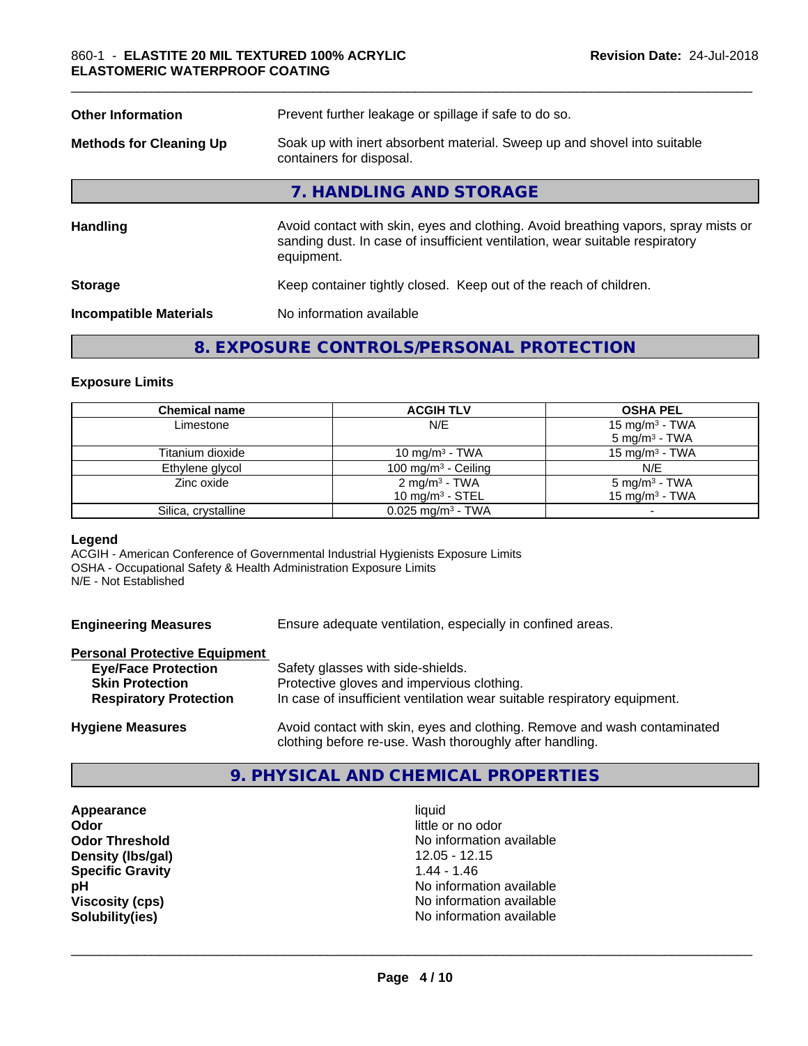| | |
|---|---|
| **Other Information** | Prevent further leakage or spillage if safe to do so. |
| **Methods for Cleaning Up** | Soak up with inert absorbent material. Sweep up and shovel into suitable containers for disposal. |

## 7. HANDLING AND STORAGE

| | |
|---|---|
| **Handling** | Avoid contact with skin, eyes and clothing. Avoid breathing vapors, spray mists or sanding dust. In case of insufficient ventilation, wear suitable respiratory equipment. |
| **Storage** | Keep container tightly closed. Keep out of the reach of children. |
| **Incompatible Materials** | No information available |

## 8. EXPOSURE CONTROLS/PERSONAL PROTECTION

### Exposure Limits

| Chemical name | ACGIH TLV | OSHA PEL |
|---|---|---|
| Limestone | N/E | 15 mg/m³ - TWA<br>5 mg/m³ - TWA |
| Titanium dioxide | 10 mg/m³ - TWA | 15 mg/m³ - TWA |
| Ethylene glycol | 100 mg/m³ - Ceiling | N/E |
| Zinc oxide | 2 mg/m³ - TWA<br>10 mg/m³ - STEL | 5 mg/m³ - TWA<br>15 mg/m³ - TWA |
| Silica, crystalline | 0.025 mg/m³ - TWA | - |

**Legend**

ACGIH - American Conference of Governmental Industrial Hygienists Exposure Limits
OSHA - Occupational Safety & Health Administration Exposure Limits
N/E - Not Established

**Engineering Measures** Ensure adequate ventilation, especially in confined areas.

**Personal Protective Equipment**

| | |
|---|---|
| **Eye/Face Protection** | Safety glasses with side-shields. |
| **Skin Protection** | Protective gloves and impervious clothing. |
| **Respiratory Protection** | In case of insufficient ventilation wear suitable respiratory equipment. |

**Hygiene Measures** Avoid contact with skin, eyes and clothing. Remove and wash contaminated clothing before re-use. Wash thoroughly after handling.

## 9. PHYSICAL AND CHEMICAL PROPERTIES

| | |
|---|---|
| **Appearance** | liquid |
| **Odor** | little or no odor |
| **Odor Threshold** | No information available |
| **Density (lbs/gal)** | 12.05 - 12.15 |
| **Specific Gravity** | 1.44 - 1.46 |
| **pH** | No information available |
| **Viscosity (cps)** | No information available |
| **Solubility(ies)** | No information available |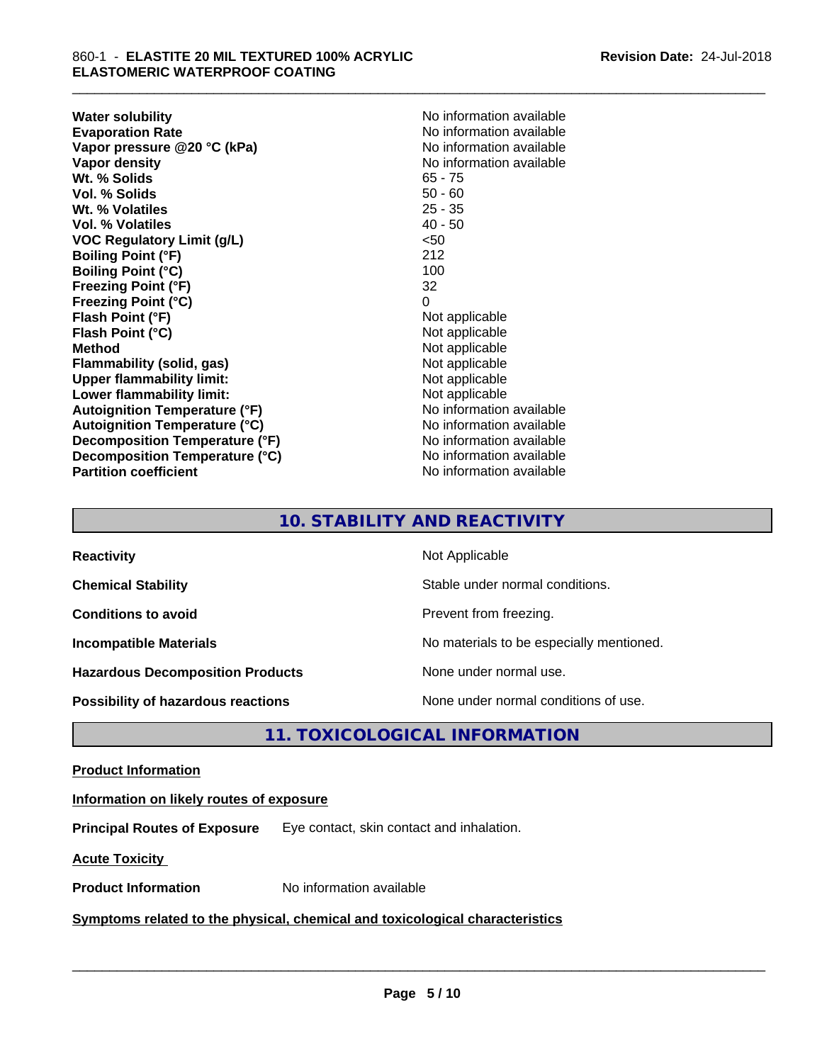| | |
|---|---|
| **Water solubility** | No information available |
| **Evaporation Rate** | No information available |
| **Vapor pressure @20 °C (kPa)** | No information available |
| **Vapor density** | No information available |
| **Wt. % Solids** | 65 - 75 |
| **Vol. % Solids** | 50 - 60 |
| **Wt. % Volatiles** | 25 - 35 |
| **Vol. % Volatiles** | 40 - 50 |
| **VOC Regulatory Limit (g/L)** | <50 |
| **Boiling Point (°F)** | 212 |
| **Boiling Point (°C)** | 100 |
| **Freezing Point (°F)** | 32 |
| **Freezing Point (°C)** | 0 |
| **Flash Point (°F)** | Not applicable |
| **Flash Point (°C)** | Not applicable |
| **Method** | Not applicable |
| **Flammability (solid, gas)** | Not applicable |
| **Upper flammability limit:** | Not applicable |
| **Lower flammability limit:** | Not applicable |
| **Autoignition Temperature (°F)** | No information available |
| **Autoignition Temperature (°C)** | No information available |
| **Decomposition Temperature (°F)** | No information available |
| **Decomposition Temperature (°C)** | No information available |
| **Partition coefficient** | No information available |

## 10. STABILITY AND REACTIVITY

| | |
|---|---|
| **Reactivity** | Not Applicable |
| **Chemical Stability** | Stable under normal conditions. |
| **Conditions to avoid** | Prevent from freezing. |
| **Incompatible Materials** | No materials to be especially mentioned. |
| **Hazardous Decomposition Products** | None under normal use. |
| **Possibility of hazardous reactions** | None under normal conditions of use. |

## 11. TOXICOLOGICAL INFORMATION

**Product Information**

**Information on likely routes of exposure**

**Principal Routes of Exposure** Eye contact, skin contact and inhalation.

**Acute Toxicity**

**Product Information** No information available

**Symptoms related to the physical, chemical and toxicological characteristics**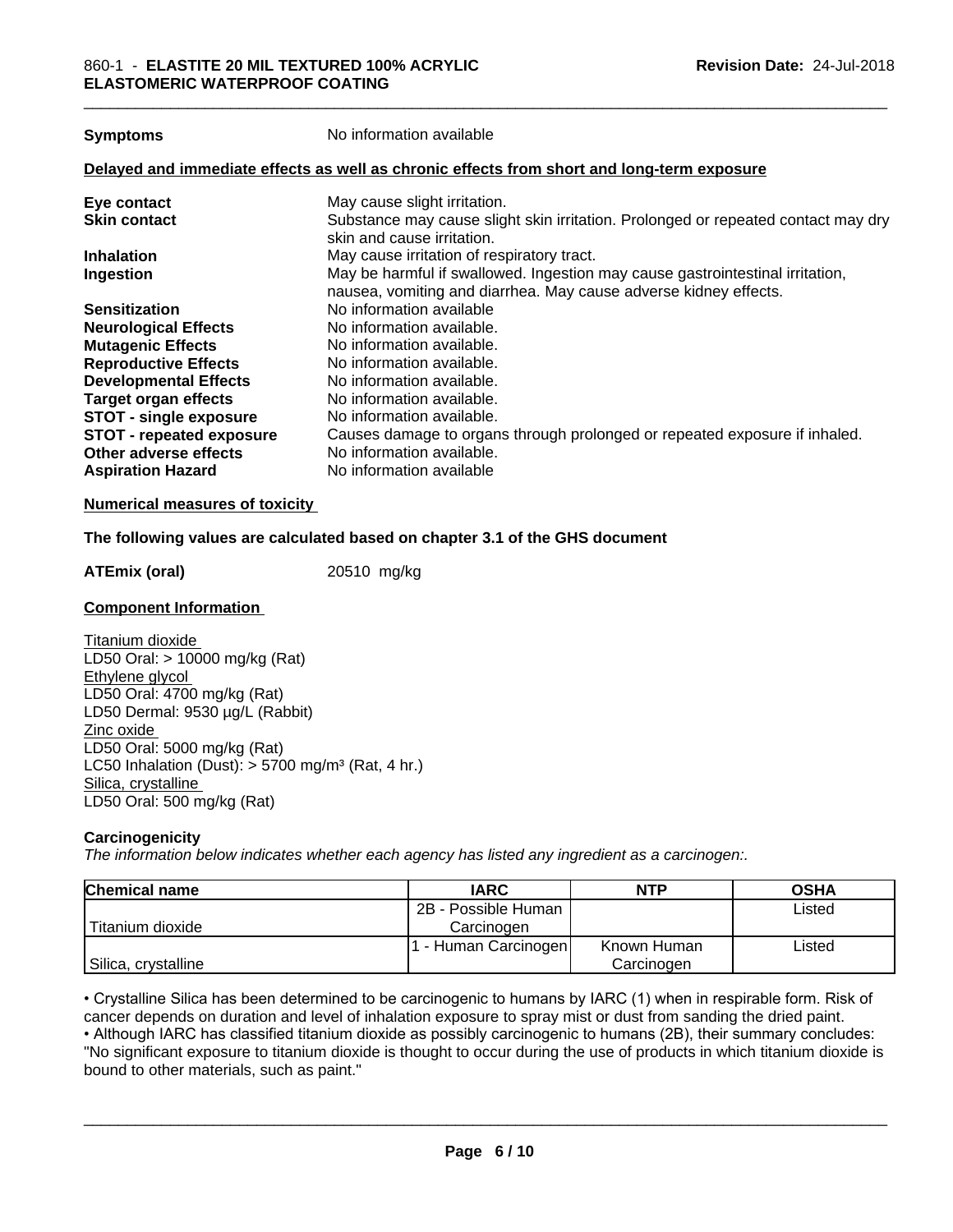| | |
|---|---|
| **Symptoms** | No information available |

**Delayed and immediate effects as well as chronic effects from short and long-term exposure**

| | |
|---|---|
| **Eye contact** | May cause slight irritation. |
| **Skin contact** | Substance may cause slight skin irritation. Prolonged or repeated contact may dry skin and cause irritation. |
| **Inhalation** | May cause irritation of respiratory tract. |
| **Ingestion** | May be harmful if swallowed. Ingestion may cause gastrointestinal irritation, nausea, vomiting and diarrhea. May cause adverse kidney effects. |
| **Sensitization** | No information available |
| **Neurological Effects** | No information available. |
| **Mutagenic Effects** | No information available. |
| **Reproductive Effects** | No information available. |
| **Developmental Effects** | No information available. |
| **Target organ effects** | No information available. |
| **STOT - single exposure** | No information available. |
| **STOT - repeated exposure** | Causes damage to organs through prolonged or repeated exposure if inhaled. |
| **Other adverse effects** | No information available. |
| **Aspiration Hazard** | No information available |

**Numerical measures of toxicity**

**The following values are calculated based on chapter 3.1 of the GHS document**

**ATEmix (oral)** 20510 mg/kg

**Component Information**

Titanium dioxide
LD50 Oral: > 10000 mg/kg (Rat)
Ethylene glycol
LD50 Oral: 4700 mg/kg (Rat)
LD50 Dermal: 9530 µg/L (Rabbit)
Zinc oxide
LD50 Oral: 5000 mg/kg (Rat)
LC50 Inhalation (Dust): > 5700 mg/m³ (Rat, 4 hr.)
Silica, crystalline
LD50 Oral: 500 mg/kg (Rat)

**Carcinogenicity**

*The information below indicates whether each agency has listed any ingredient as a carcinogen:.*

| Chemical name | IARC | NTP | OSHA |
|---|---|---|---|
| Titanium dioxide | 2B - Possible Human Carcinogen | | Listed |
| Silica, crystalline | 1 - Human Carcinogen | Known Human Carcinogen | Listed |

• Crystalline Silica has been determined to be carcinogenic to humans by IARC (1) when in respirable form. Risk of cancer depends on duration and level of inhalation exposure to spray mist or dust from sanding the dried paint.
• Although IARC has classified titanium dioxide as possibly carcinogenic to humans (2B), their summary concludes: "No significant exposure to titanium dioxide is thought to occur during the use of products in which titanium dioxide is bound to other materials, such as paint."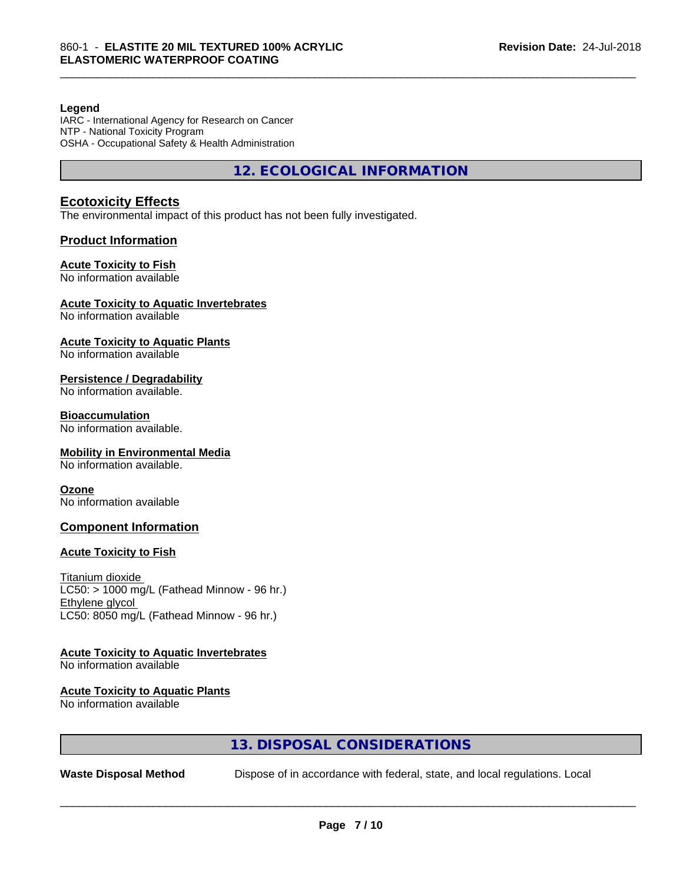**Legend**
IARC - International Agency for Research on Cancer
NTP - National Toxicity Program
OSHA - Occupational Safety & Health Administration

## 12. ECOLOGICAL INFORMATION

### Ecotoxicity Effects

The environmental impact of this product has not been fully investigated.

### Product Information

**Acute Toxicity to Fish**
No information available

**Acute Toxicity to Aquatic Invertebrates**
No information available

**Acute Toxicity to Aquatic Plants**
No information available

**Persistence / Degradability**
No information available.

**Bioaccumulation**
No information available.

**Mobility in Environmental Media**
No information available.

**Ozone**
No information available

### Component Information

**Acute Toxicity to Fish**

Titanium dioxide
LC50: > 1000 mg/L (Fathead Minnow - 96 hr.)
Ethylene glycol
LC50: 8050 mg/L (Fathead Minnow - 96 hr.)

**Acute Toxicity to Aquatic Invertebrates**
No information available

**Acute Toxicity to Aquatic Plants**
No information available

## 13. DISPOSAL CONSIDERATIONS

**Waste Disposal Method** Dispose of in accordance with federal, state, and local regulations. Local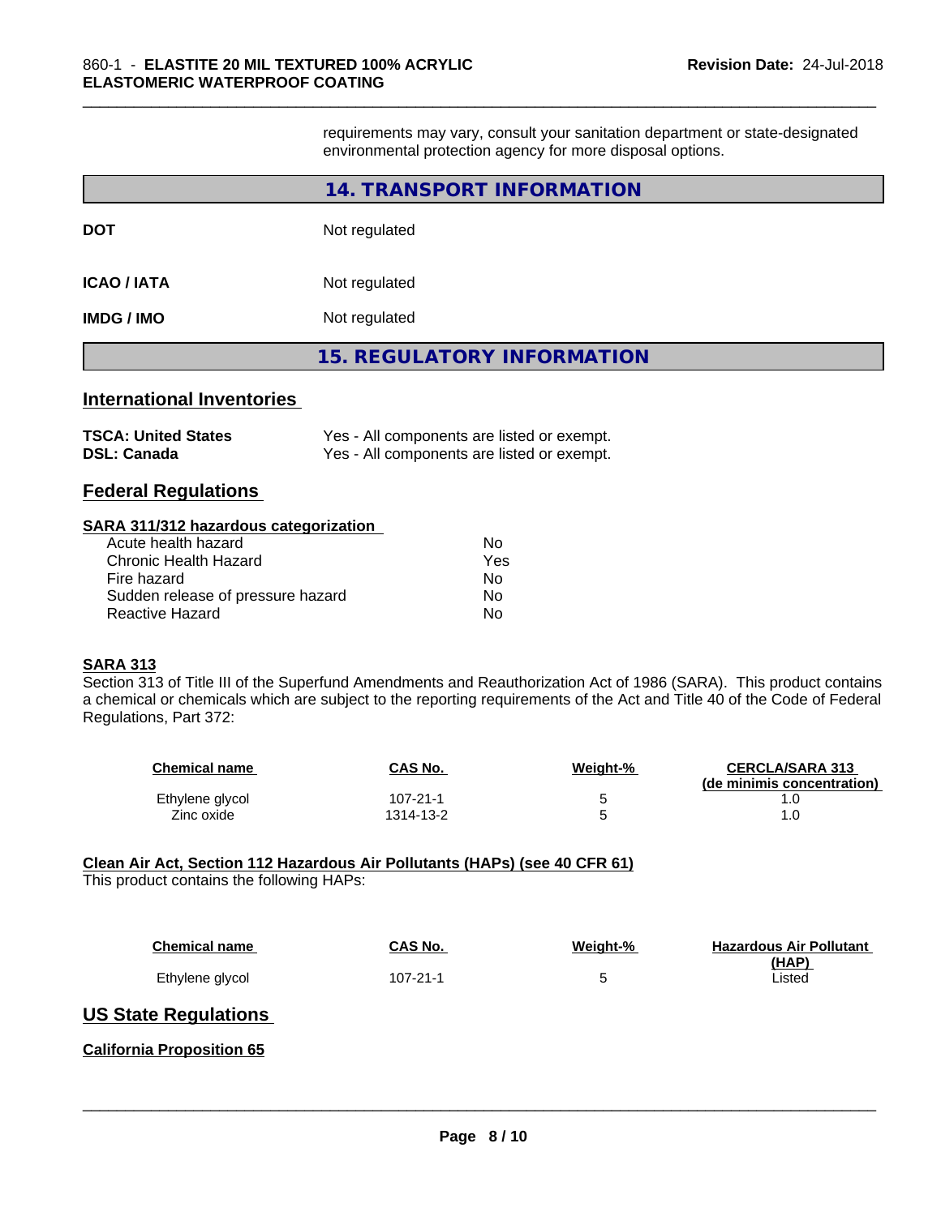requirements may vary, consult your sanitation department or state-designated environmental protection agency for more disposal options.

## 14. TRANSPORT INFORMATION

| | |
|---|---|
| **DOT** | Not regulated |
| **ICAO / IATA** | Not regulated |
| **IMDG / IMO** | Not regulated |

## 15. REGULATORY INFORMATION

### International Inventories

| | |
|---|---|
| **TSCA: United States** | Yes - All components are listed or exempt. |
| **DSL: Canada** | Yes - All components are listed or exempt. |

### Federal Regulations

**SARA 311/312 hazardous categorization**

| | |
|---|---|
| Acute health hazard | No |
| Chronic Health Hazard | Yes |
| Fire hazard | No |
| Sudden release of pressure hazard | No |
| Reactive Hazard | No |

**SARA 313**

Section 313 of Title III of the Superfund Amendments and Reauthorization Act of 1986 (SARA). This product contains a chemical or chemicals which are subject to the reporting requirements of the Act and Title 40 of the Code of Federal Regulations, Part 372:

| Chemical name | CAS No. | Weight-% | CERCLA/SARA 313 (de minimis concentration) |
|---|---|---|---|
| Ethylene glycol | 107-21-1 | 5 | 1.0 |
| Zinc oxide | 1314-13-2 | 5 | 1.0 |

**Clean Air Act, Section 112 Hazardous Air Pollutants (HAPs) (see 40 CFR 61)**

This product contains the following HAPs:

| Chemical name | CAS No. | Weight-% | Hazardous Air Pollutant (HAP) |
|---|---|---|---|
| Ethylene glycol | 107-21-1 | 5 | Listed |

### US State Regulations

**California Proposition 65**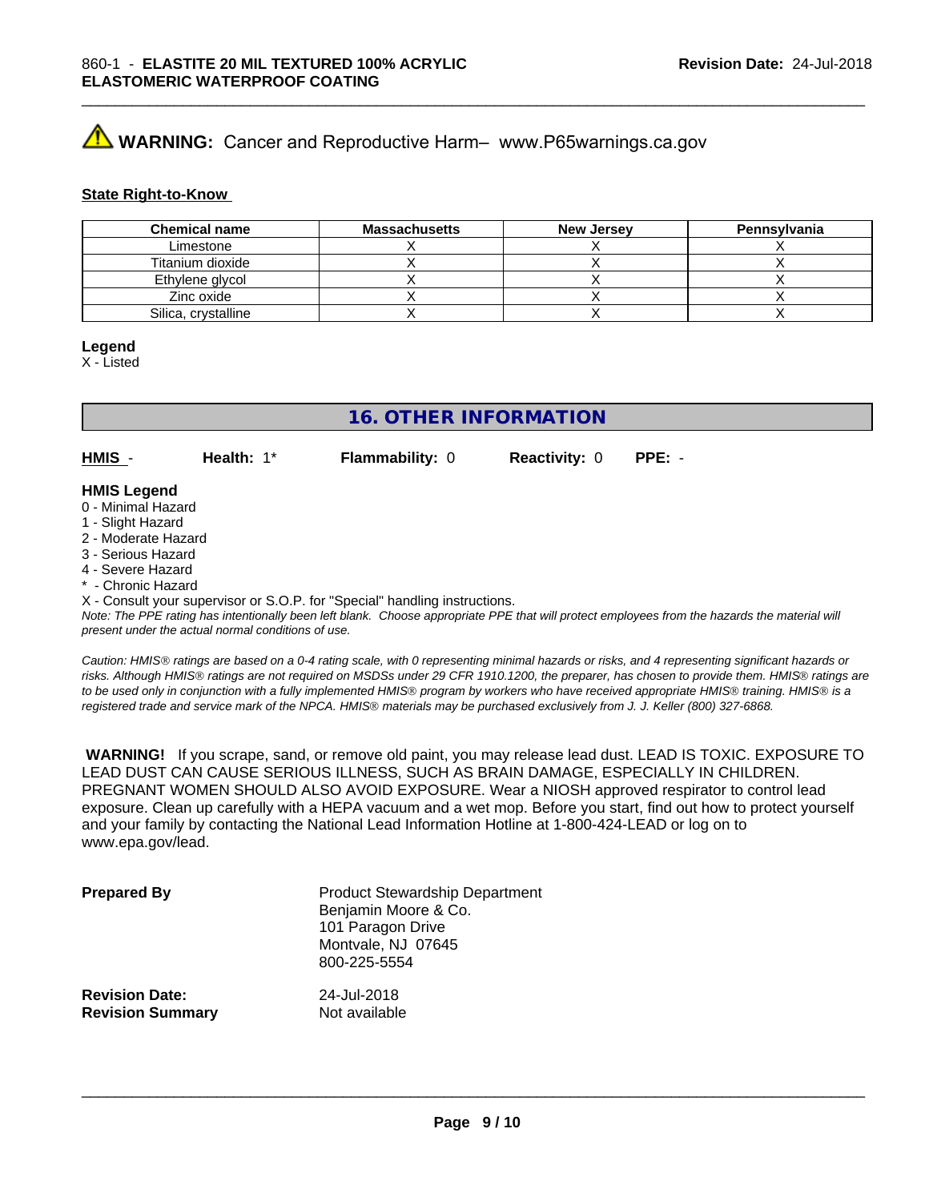**WARNING:** Cancer and Reproductive Harm– www.P65warnings.ca.gov

**State Right-to-Know**

| Chemical name | Massachusetts | New Jersey | Pennsylvania |
|---|---|---|---|
| Limestone | X | X | X |
| Titanium dioxide | X | X | X |
| Ethylene glycol | X | X | X |
| Zinc oxide | X | X | X |
| Silica, crystalline | X | X | X |

**Legend**
X - Listed

## 16. OTHER INFORMATION

**HMIS** - **Health:** 1* **Flammability:** 0 **Reactivity:** 0 **PPE:** -

**HMIS Legend**
0 - Minimal Hazard
1 - Slight Hazard
2 - Moderate Hazard
3 - Serious Hazard
4 - Severe Hazard
* - Chronic Hazard
X - Consult your supervisor or S.O.P. for "Special" handling instructions.
*Note: The PPE rating has intentionally been left blank. Choose appropriate PPE that will protect employees from the hazards the material will present under the actual normal conditions of use.*

*Caution: HMIS® ratings are based on a 0-4 rating scale, with 0 representing minimal hazards or risks, and 4 representing significant hazards or risks. Although HMIS® ratings are not required on MSDSs under 29 CFR 1910.1200, the preparer, has chosen to provide them. HMIS® ratings are to be used only in conjunction with a fully implemented HMIS® program by workers who have received appropriate HMIS® training. HMIS® is a registered trade and service mark of the NPCA. HMIS® materials may be purchased exclusively from J. J. Keller (800) 327-6868.*

**WARNING!** If you scrape, sand, or remove old paint, you may release lead dust. LEAD IS TOXIC. EXPOSURE TO LEAD DUST CAN CAUSE SERIOUS ILLNESS, SUCH AS BRAIN DAMAGE, ESPECIALLY IN CHILDREN. PREGNANT WOMEN SHOULD ALSO AVOID EXPOSURE. Wear a NIOSH approved respirator to control lead exposure. Clean up carefully with a HEPA vacuum and a wet mop. Before you start, find out how to protect yourself and your family by contacting the National Lead Information Hotline at 1-800-424-LEAD or log on to www.epa.gov/lead.

**Prepared By** Product Stewardship Department
Benjamin Moore & Co.
101 Paragon Drive
Montvale, NJ 07645
800-225-5554

**Revision Date:** 24-Jul-2018
**Revision Summary** Not available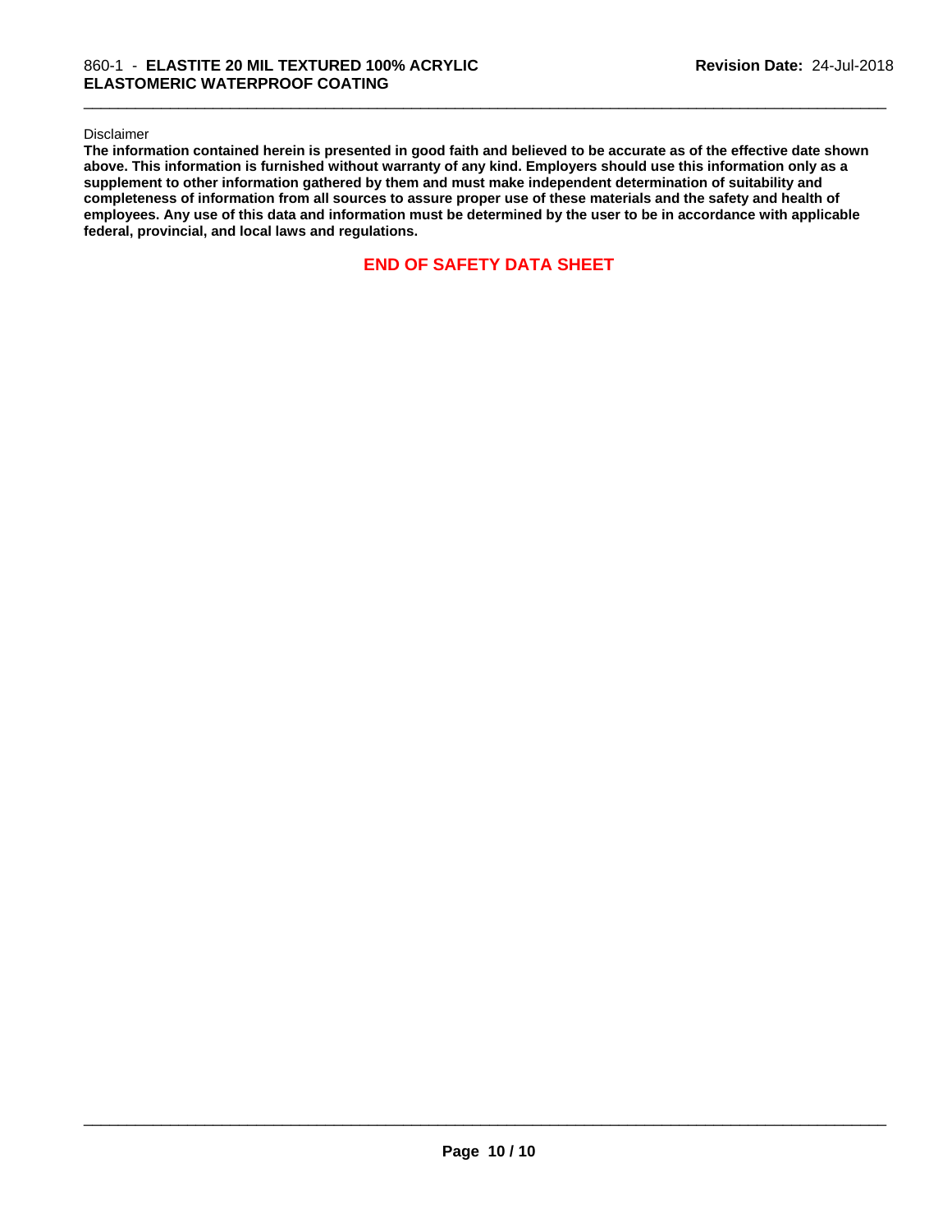Disclaimer

**The information contained herein is presented in good faith and believed to be accurate as of the effective date shown above. This information is furnished without warranty of any kind. Employers should use this information only as a supplement to other information gathered by them and must make independent determination of suitability and completeness of information from all sources to assure proper use of these materials and the safety and health of employees. Any use of this data and information must be determined by the user to be in accordance with applicable federal, provincial, and local laws and regulations.**

**END OF SAFETY DATA SHEET**